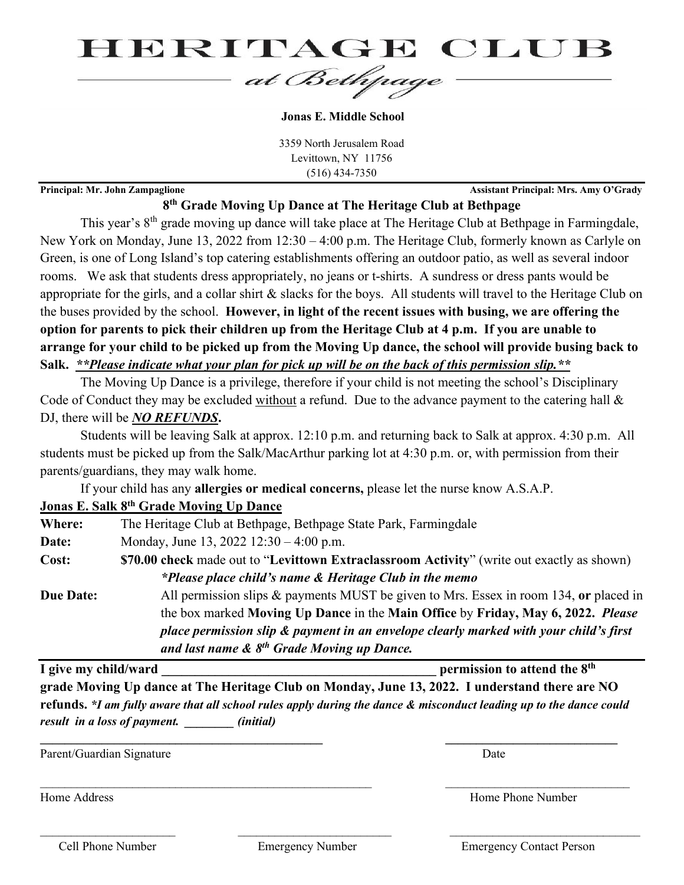# HERITAGE CLUB

*at Bethpage*

**Jonas E. Middle School**

3359 North Jerusalem Road
Levittown, NY 11756
(516) 434-7350

**Principal: Mr. John Zampaglione** **Assistant Principal: Mrs. Amy O'Grady**

## 8th Grade Moving Up Dance at The Heritage Club at Bethpage

This year's 8th grade moving up dance will take place at The Heritage Club at Bethpage in Farmingdale, New York on Monday, June 13, 2022 from 12:30 – 4:00 p.m. The Heritage Club, formerly known as Carlyle on Green, is one of Long Island's top catering establishments offering an outdoor patio, as well as several indoor rooms. We ask that students dress appropriately, no jeans or t-shirts. A sundress or dress pants would be appropriate for the girls, and a collar shirt & slacks for the boys. All students will travel to the Heritage Club on the buses provided by the school. **However, in light of the recent issues with busing, we are offering the option for parents to pick their children up from the Heritage Club at 4 p.m. If you are unable to arrange for your child to be picked up from the Moving Up dance, the school will provide busing back to Salk.** ***\*\*Please indicate what your plan for pick up will be on the back of this permission slip.\*\****

The Moving Up Dance is a privilege, therefore if your child is not meeting the school's Disciplinary Code of Conduct they may be excluded without a refund. Due to the advance payment to the catering hall & DJ, there will be ***NO REFUNDS***.

Students will be leaving Salk at approx. 12:10 p.m. and returning back to Salk at approx. 4:30 p.m. All students must be picked up from the Salk/MacArthur parking lot at 4:30 p.m. or, with permission from their parents/guardians, they may walk home.

If your child has any **allergies or medical concerns,** please let the nurse know A.S.A.P.

**Jonas E. Salk 8th Grade Moving Up Dance**

**Where:** The Heritage Club at Bethpage, Bethpage State Park, Farmingdale

**Date:** Monday, June 13, 2022 12:30 – 4:00 p.m.

**Cost:** **$70.00 check** made out to "**Levittown Extraclassroom Activity**" (write out exactly as shown)
***\*Please place child's name & Heritage Club in the memo***

**Due Date:** All permission slips & payments MUST be given to Mrs. Essex in room 134, **or** placed in the box marked **Moving Up Dance** in the **Main Office** by **Friday, May 6, 2022.** ***Please place permission slip & payment in an envelope clearly marked with your child's first and last name & 8th Grade Moving up Dance.***

---

**I give my child/ward \_\_\_\_\_\_\_\_\_\_\_\_\_\_\_\_\_\_\_\_\_\_\_\_\_\_\_\_\_\_\_\_\_\_\_\_\_\_\_\_ permission to attend the 8th grade Moving Up dance at The Heritage Club on Monday, June 13, 2022. I understand there are NO refunds.** ***\*I am fully aware that all school rules apply during the dance & misconduct leading up to the dance could result in a loss of payment. \_\_\_\_\_\_\_\_ (initial)***

\_\_\_\_\_\_\_\_\_\_\_\_\_\_\_\_\_\_\_\_\_\_\_\_\_\_\_\_\_\_\_\_\_\_\_\_\_\_\_\_ \_\_\_\_\_\_\_\_\_\_\_\_\_\_\_\_\_\_\_\_\_\_\_\_\_\_
Parent/Guardian Signature Date

\_\_\_\_\_\_\_\_\_\_\_\_\_\_\_\_\_\_\_\_\_\_\_\_\_\_\_\_\_\_\_\_\_\_\_\_\_\_\_\_ \_\_\_\_\_\_\_\_\_\_\_\_\_\_\_\_\_\_\_\_\_\_\_\_\_\_
Home Address Home Phone Number

\_\_\_\_\_\_\_\_\_\_\_\_\_\_\_\_\_\_\_\_ \_\_\_\_\_\_\_\_\_\_\_\_\_\_\_\_\_\_\_\_ \_\_\_\_\_\_\_\_\_\_\_\_\_\_\_\_\_\_\_\_\_\_\_\_\_\_
Cell Phone Number Emergency Number Emergency Contact Person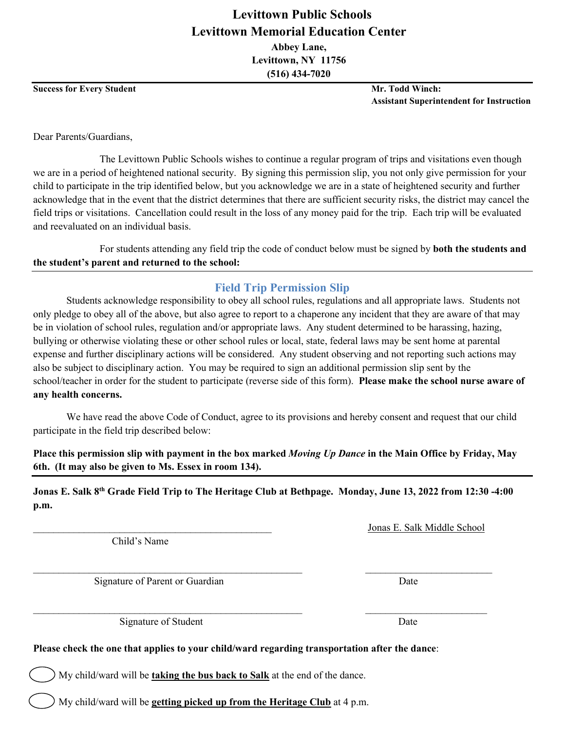# Levittown Public Schools

## Levittown Memorial Education Center

**Abbey Lane,**
**Levittown, NY 11756**
**(516) 434-7020**

---

**Success for Every Student**

**Mr. Todd Winch:**
**Assistant Superintendent for Instruction**

Dear Parents/Guardians,

The Levittown Public Schools wishes to continue a regular program of trips and visitations even though we are in a period of heightened national security. By signing this permission slip, you not only give permission for your child to participate in the trip identified below, but you acknowledge we are in a state of heightened security and further acknowledge that in the event that the district determines that there are sufficient security risks, the district may cancel the field trips or visitations. Cancellation could result in the loss of any money paid for the trip. Each trip will be evaluated and reevaluated on an individual basis.

For students attending any field trip the code of conduct below must be signed by **both the students and the student's parent and returned to the school:**

---

## Field Trip Permission Slip

Students acknowledge responsibility to obey all school rules, regulations and all appropriate laws. Students not only pledge to obey all of the above, but also agree to report to a chaperone any incident that they are aware of that may be in violation of school rules, regulation and/or appropriate laws. Any student determined to be harassing, hazing, bullying or otherwise violating these or other school rules or local, state, federal laws may be sent home at parental expense and further disciplinary actions will be considered. Any student observing and not reporting such actions may also be subject to disciplinary action. You may be required to sign an additional permission slip sent by the school/teacher in order for the student to participate (reverse side of this form). **Please make the school nurse aware of any health concerns.**

We have read the above Code of Conduct, agree to its provisions and hereby consent and request that our child participate in the field trip described below:

**Place this permission slip with payment in the box marked *Moving Up Dance* in the Main Office by Friday, May 6th. (It may also be given to Ms. Essex in room 134).**

---

**Jonas E. Salk 8th Grade Field Trip to The Heritage Club at Bethpage. Monday, June 13, 2022 from 12:30 -4:00 p.m.**

\_\_\_\_\_\_\_\_\_\_\_\_\_\_\_\_\_\_\_\_\_\_\_\_\_\_\_\_\_\_\_\_\_\_\_\_\_\_\_\_ Jonas E. Salk Middle School
Child's Name

\_\_\_\_\_\_\_\_\_\_\_\_\_\_\_\_\_\_\_\_\_\_\_\_\_\_\_\_\_\_\_\_\_\_\_\_\_\_\_\_ \_\_\_\_\_\_\_\_\_\_\_\_\_\_\_\_\_\_\_\_
Signature of Parent or Guardian Date

\_\_\_\_\_\_\_\_\_\_\_\_\_\_\_\_\_\_\_\_\_\_\_\_\_\_\_\_\_\_\_\_\_\_\_\_\_\_\_\_ \_\_\_\_\_\_\_\_\_\_\_\_\_\_\_\_\_\_\_\_
Signature of Student Date

**Please check the one that applies to your child/ward regarding transportation after the dance**:

- ◯ My child/ward will be **taking the bus back to Salk** at the end of the dance.
- ◯ My child/ward will be **getting picked up from the Heritage Club** at 4 p.m.